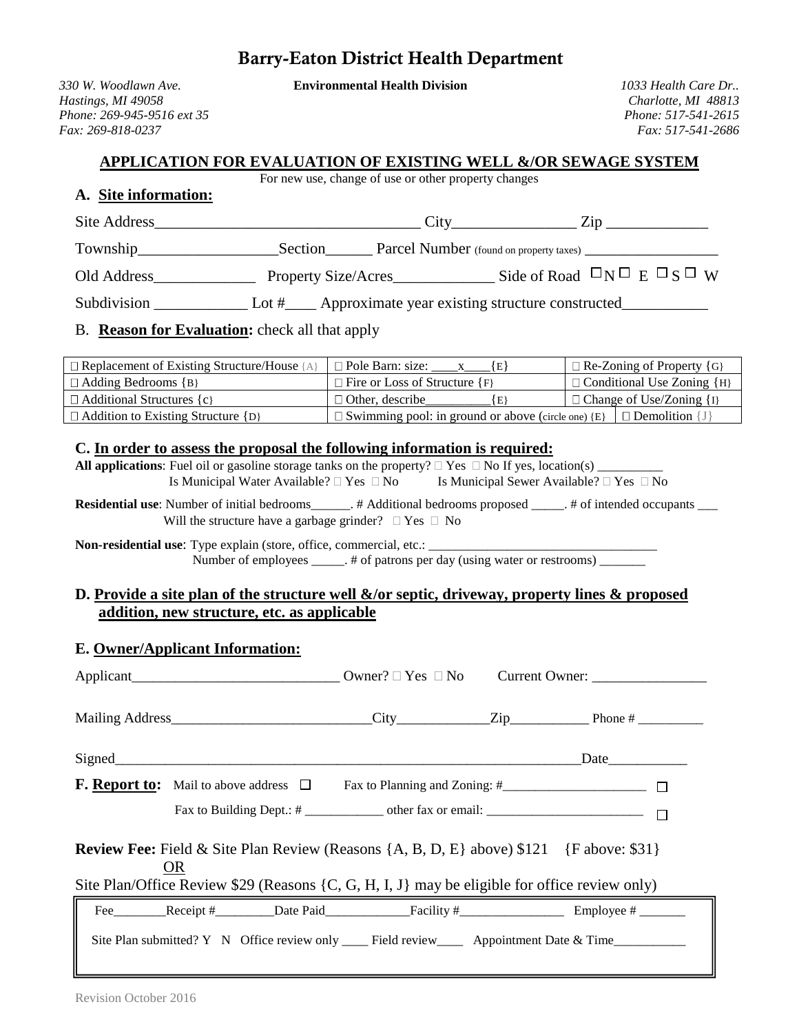# Barry-Eaton District Health Department

*330 W. Woodlawn Ave.*
*Hastings, MI 49058*
*Phone: 269-945-9516 ext 35*
*Fax: 269-818-0237*

**Environmental Health Division**

*1033 Health Care Dr..*
*Charlotte, MI 48813*
*Phone: 517-541-2615*
*Fax: 517-541-2686*

## APPLICATION FOR EVALUATION OF EXISTING WELL &/OR SEWAGE SYSTEM

For new use, change of use or other property changes

### A. Site information:

Site Address__________________________________ City________________ Zip _____________

Township_________________Section______ Parcel Number (found on property taxes) _________________

Old Address_____________ Property Size/Acres_____________ Side of Road ☐N ☐ E ☐S ☐ W

Subdivision ____________ Lot #____ Approximate year existing structure constructed___________

### B. Reason for Evaluation: check all that apply

| | | |
|---|---|---|
| ☐ Replacement of Existing Structure/House {A} | ☐ Pole Barn: size: ____x____{E} | ☐ Re-Zoning of Property {G} |
| ☐ Adding Bedrooms {B} | ☐ Fire or Loss of Structure {F} | ☐ Conditional Use Zoning {H} |
| ☐ Additional Structures {C} | ☐ Other, describe__________{E} | ☐ Change of Use/Zoning {I} |
| ☐ Addition to Existing Structure {D} | ☐ Swimming pool: in ground or above (circle one) {E} | ☐ Demolition {J} |

### C. In order to assess the proposal the following information is required:

**All applications**: Fuel oil or gasoline storage tanks on the property? ☐ Yes ☐ No If yes, location(s) __________
Is Municipal Water Available? ☐ Yes ☐ No Is Municipal Sewer Available? ☐ Yes ☐ No

**Residential use**: Number of initial bedrooms______. # Additional bedrooms proposed _____. # of intended occupants ___
Will the structure have a garbage grinder? ☐ Yes ☐ No

**Non-residential use**: Type explain (store, office, commercial, etc.: __________________________________
Number of employees _____. # of patrons per day (using water or restrooms) _______

### D. Provide a site plan of the structure well &/or septic, driveway, property lines & proposed addition, new structure, etc. as applicable

### E. Owner/Applicant Information:

Applicant____________________________ Owner? ☐ Yes ☐ No Current Owner: ________________

Mailing Address___________________________City_____________Zip___________ Phone # __________

Signed____________________________________________________________________Date___________

**F. Report to:** Mail to above address ☐ Fax to Planning and Zoning: #______________________ ☐

Fax to Building Dept.: # ____________ other fax or email: ________________________ ☐

**Review Fee:** Field & Site Plan Review (Reasons {A, B, D, E} above) $121 {F above: $31}
OR
Site Plan/Office Review $29 (Reasons {C, G, H, I, J} may be eligible for office review only)

Fee________Receipt #_________Date Paid_____________Facility #________________ Employee # _______

Site Plan submitted? Y N Office review only ____ Field review____ Appointment Date & Time___________

Revision October 2016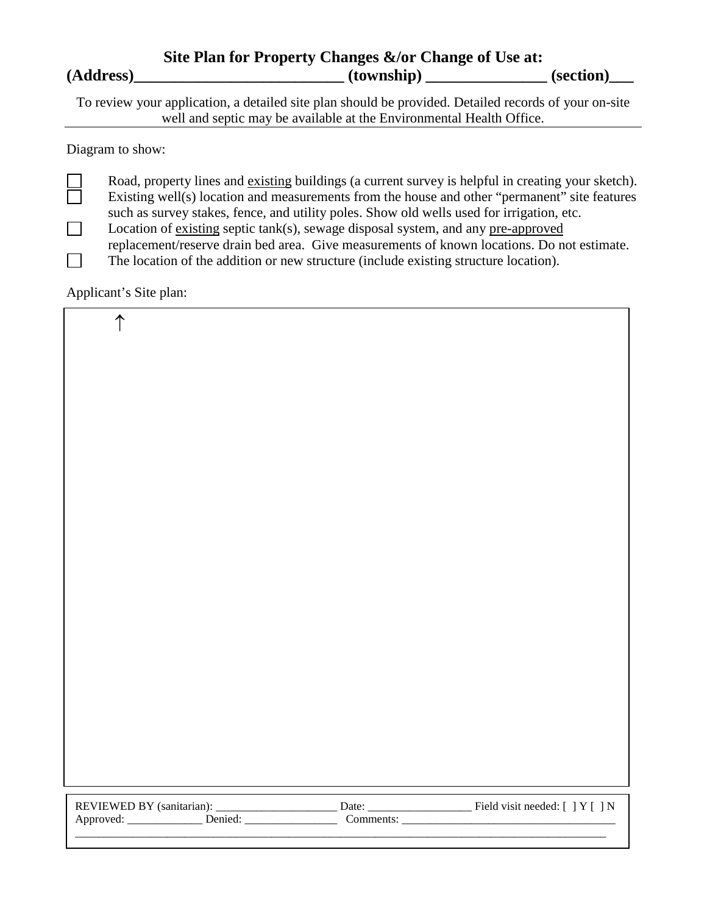## Site Plan for Property Changes &/or Change of Use at:

**(Address)__________________________ (township) _______________ (section)___**

To review your application, a detailed site plan should be provided. Detailed records of your on-site well and septic may be available at the Environmental Health Office.

---

Diagram to show:

- [ ] Road, property lines and <u>existing</u> buildings (a current survey is helpful in creating your sketch).
- [ ] Existing well(s) location and measurements from the house and other "permanent" site features such as survey stakes, fence, and utility poles. Show old wells used for irrigation, etc.
- [ ] Location of <u>existing</u> septic tank(s), sewage disposal system, and any <u>pre-approved</u> replacement/reserve drain bed area. Give measurements of known locations. Do not estimate.
- [ ] The location of the addition or new structure (include existing structure location).

Applicant's Site plan:

↑

REVIEWED BY (sanitarian): _____________________ Date: __________________ Field visit needed: [ ] Y [ ] N
Approved: _____________ Denied: ________________ Comments: _____________________________________
______________________________________________________________________________________________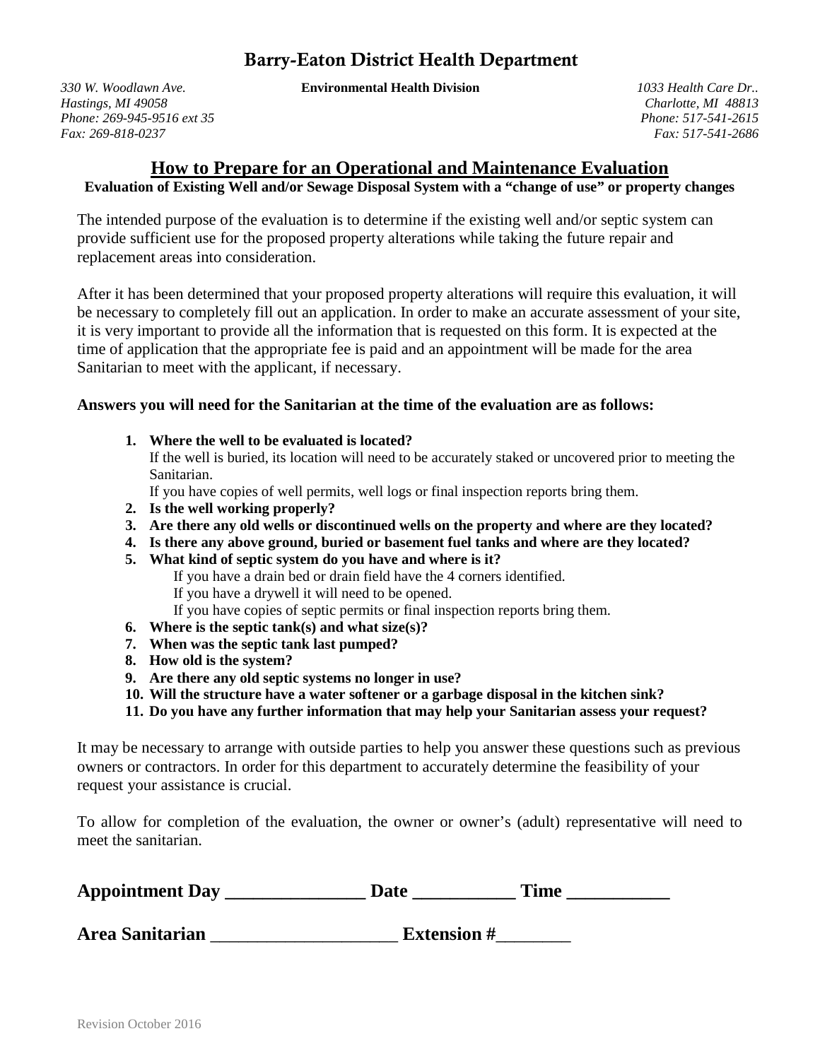# Barry-Eaton District Health Department

*330 W. Woodlawn Ave.*
*Hastings, MI 49058*
*Phone: 269-945-9516 ext 35*
*Fax: 269-818-0237*

**Environmental Health Division**

*1033 Health Care Dr..*
*Charlotte, MI 48813*
*Phone: 517-541-2615*
*Fax: 517-541-2686*

## How to Prepare for an Operational and Maintenance Evaluation

**Evaluation of Existing Well and/or Sewage Disposal System with a "change of use" or property changes**

The intended purpose of the evaluation is to determine if the existing well and/or septic system can provide sufficient use for the proposed property alterations while taking the future repair and replacement areas into consideration.

After it has been determined that your proposed property alterations will require this evaluation, it will be necessary to completely fill out an application. In order to make an accurate assessment of your site, it is very important to provide all the information that is requested on this form. It is expected at the time of application that the appropriate fee is paid and an appointment will be made for the area Sanitarian to meet with the applicant, if necessary.

**Answers you will need for the Sanitarian at the time of the evaluation are as follows:**

1. **Where the well to be evaluated is located?**
   If the well is buried, its location will need to be accurately staked or uncovered prior to meeting the Sanitarian.
   If you have copies of well permits, well logs or final inspection reports bring them.
2. **Is the well working properly?**
3. **Are there any old wells or discontinued wells on the property and where are they located?**
4. **Is there any above ground, buried or basement fuel tanks and where are they located?**
5. **What kind of septic system do you have and where is it?**
   If you have a drain bed or drain field have the 4 corners identified.
   If you have a drywell it will need to be opened.
   If you have copies of septic permits or final inspection reports bring them.
6. **Where is the septic tank(s) and what size(s)?**
7. **When was the septic tank last pumped?**
8. **How old is the system?**
9. **Are there any old septic systems no longer in use?**
10. **Will the structure have a water softener or a garbage disposal in the kitchen sink?**
11. **Do you have any further information that may help your Sanitarian assess your request?**

It may be necessary to arrange with outside parties to help you answer these questions such as previous owners or contractors. In order for this department to accurately determine the feasibility of your request your assistance is crucial.

To allow for completion of the evaluation, the owner or owner's (adult) representative will need to meet the sanitarian.

**Appointment Day _______________ Date ___________ Time ___________**

**Area Sanitarian ____________________ Extension #________**

Revision October 2016